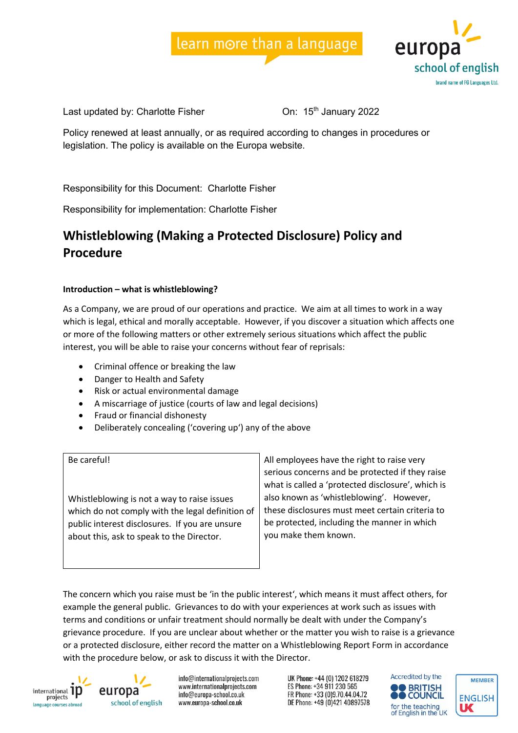Last updated by: Charlotte Fisher On: 15th January 2022

Policy renewed at least annually, or as required according to changes in procedures or legislation. The policy is available on the Europa website.

Responsibility for this Document: Charlotte Fisher

Responsibility for implementation: Charlotte Fisher

# Whistleblowing (Making a Protected Disclosure) Policy and Procedure

**Introduction – what is whistleblowing?**

As a Company, we are proud of our operations and practice. We aim at all times to work in a way which is legal, ethical and morally acceptable. However, if you discover a situation which affects one or more of the following matters or other extremely serious situations which affect the public interest, you will be able to raise your concerns without fear of reprisals:

- Criminal offence or breaking the law
- Danger to Health and Safety
- Risk or actual environmental damage
- A miscarriage of justice (courts of law and legal decisions)
- Fraud or financial dishonesty
- Deliberately concealing ('covering up') any of the above

> Be careful!
>
> Whistleblowing is not a way to raise issues which do not comply with the legal definition of public interest disclosures. If you are unsure about this, ask to speak to the Director.

All employees have the right to raise very serious concerns and be protected if they raise what is called a 'protected disclosure', which is also known as 'whistleblowing'. However, these disclosures must meet certain criteria to be protected, including the manner in which you make them known.

The concern which you raise must be 'in the public interest', which means it must affect others, for example the general public. Grievances to do with your experiences at work such as issues with terms and conditions or unfair treatment should normally be dealt with under the Company's grievance procedure. If you are unclear about whether or the matter you wish to raise is a grievance or a protected disclosure, either record the matter on a Whistleblowing Report Form in accordance with the procedure below, or ask to discuss it with the Director.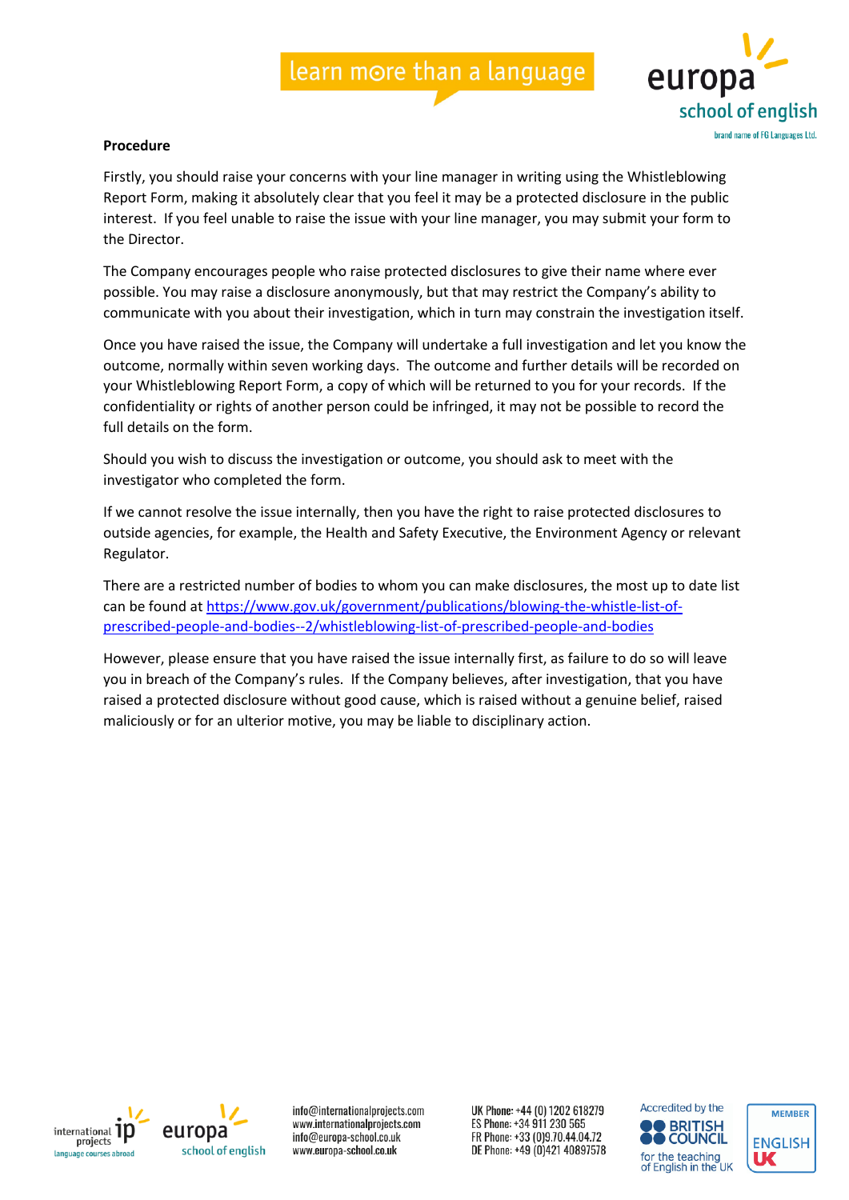**Procedure**

Firstly, you should raise your concerns with your line manager in writing using the Whistleblowing Report Form, making it absolutely clear that you feel it may be a protected disclosure in the public interest. If you feel unable to raise the issue with your line manager, you may submit your form to the Director.

The Company encourages people who raise protected disclosures to give their name where ever possible. You may raise a disclosure anonymously, but that may restrict the Company's ability to communicate with you about their investigation, which in turn may constrain the investigation itself.

Once you have raised the issue, the Company will undertake a full investigation and let you know the outcome, normally within seven working days. The outcome and further details will be recorded on your Whistleblowing Report Form, a copy of which will be returned to you for your records. If the confidentiality or rights of another person could be infringed, it may not be possible to record the full details on the form.

Should you wish to discuss the investigation or outcome, you should ask to meet with the investigator who completed the form.

If we cannot resolve the issue internally, then you have the right to raise protected disclosures to outside agencies, for example, the Health and Safety Executive, the Environment Agency or relevant Regulator.

There are a restricted number of bodies to whom you can make disclosures, the most up to date list can be found at https://www.gov.uk/government/publications/blowing-the-whistle-list-of-prescribed-people-and-bodies--2/whistleblowing-list-of-prescribed-people-and-bodies

However, please ensure that you have raised the issue internally first, as failure to do so will leave you in breach of the Company's rules. If the Company believes, after investigation, that you have raised a protected disclosure without good cause, which is raised without a genuine belief, raised maliciously or for an ulterior motive, you may be liable to disciplinary action.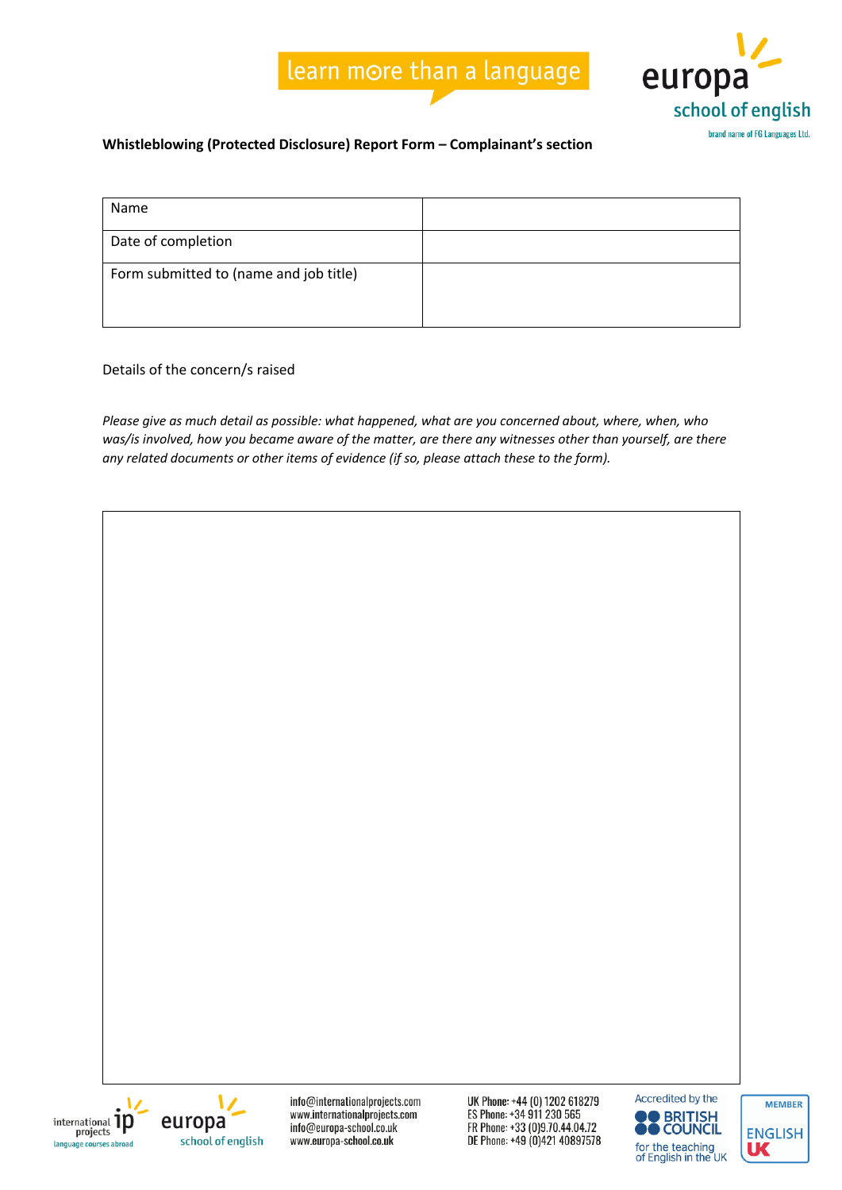**Whistleblowing (Protected Disclosure) Report Form – Complainant's section**

| Name | |
|---|---|
| Date of completion | |
| Form submitted to (name and job title) | |

Details of the concern/s raised

*Please give as much detail as possible: what happened, what are you concerned about, where, when, who was/is involved, how you became aware of the matter, are there any witnesses other than yourself, are there any related documents or other items of evidence (if so, please attach these to the form).*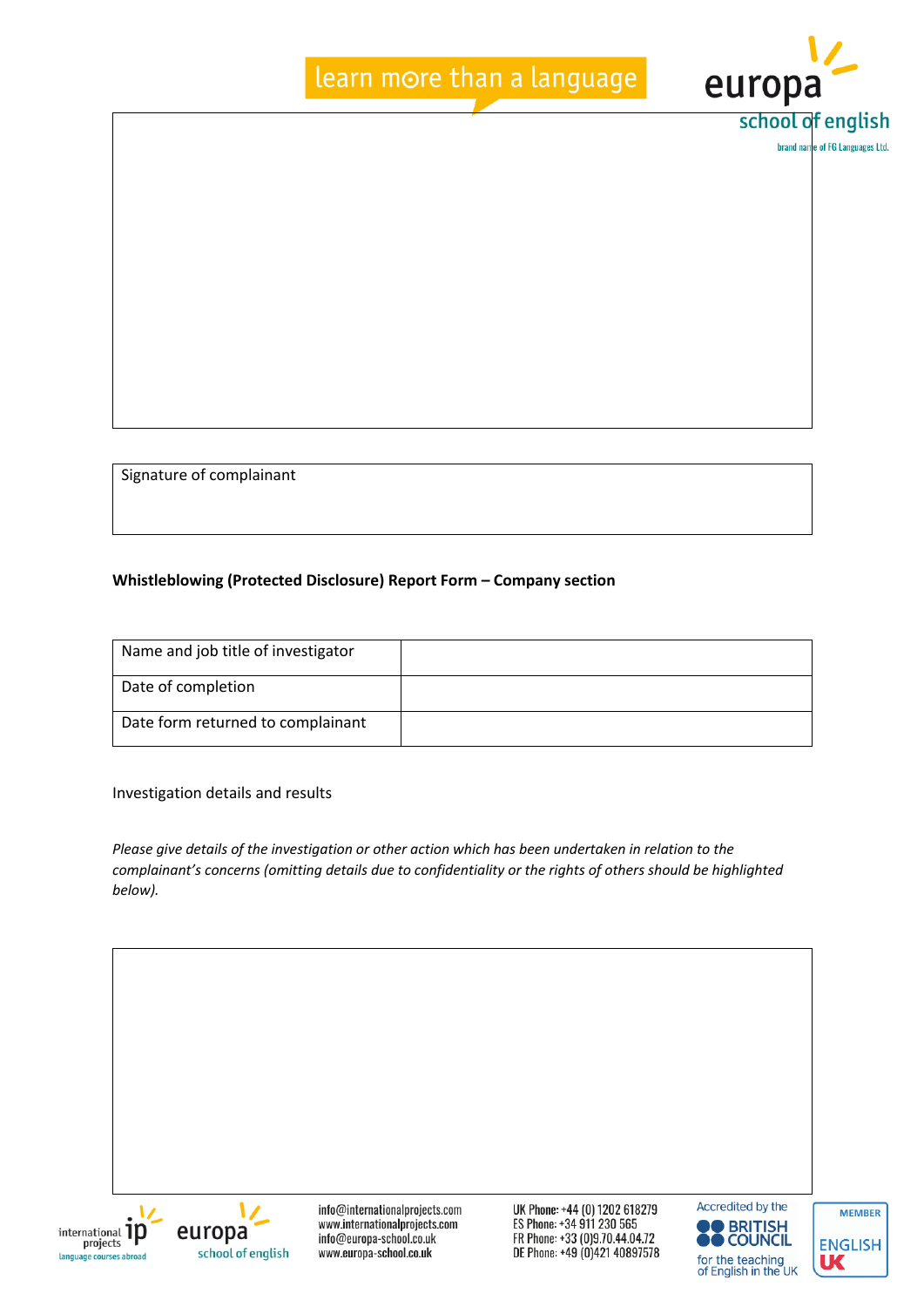| Signature of complainant |
|---|
| |

**Whistleblowing (Protected Disclosure) Report Form – Company section**

| Name and job title of investigator | |
|---|---|
| Date of completion | |
| Date form returned to complainant | |

Investigation details and results

*Please give details of the investigation or other action which has been undertaken in relation to the complainant's concerns (omitting details due to confidentiality or the rights of others should be highlighted below).*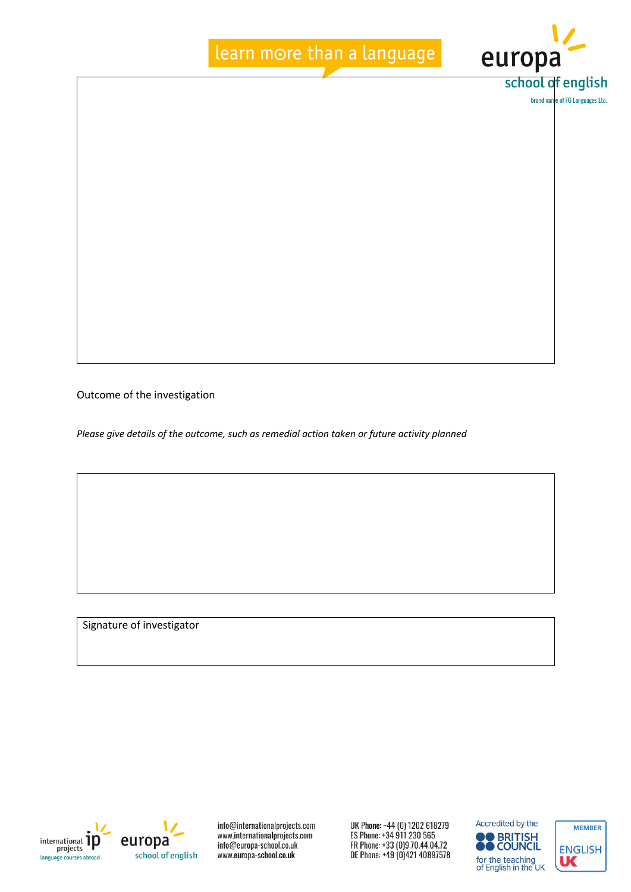Outcome of the investigation

*Please give details of the outcome, such as remedial action taken or future activity planned*

Signature of investigator